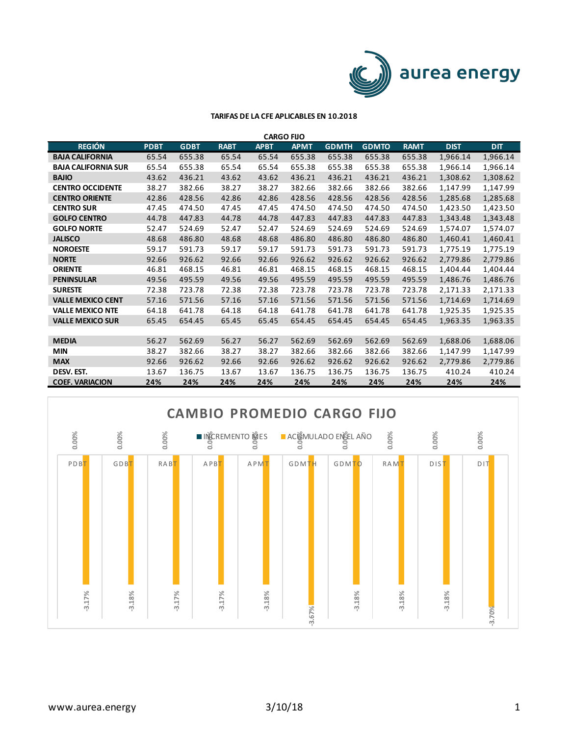**TARIFAS DE LA CFE APLICABLES EN 10.2018**

| CARGO FIJO | | | | | | | | | | |
|---|---|---|---|---|---|---|---|---|---|---|
| **REGIÓN** | **PDBT** | **GDBT** | **RABT** | **APBT** | **APMT** | **GDMTH** | **GDMTO** | **RAMT** | **DIST** | **DIT** |
| **BAJA CALIFORNIA** | 65.54 | 655.38 | 65.54 | 65.54 | 655.38 | 655.38 | 655.38 | 655.38 | 1,966.14 | 1,966.14 |
| **BAJA CALIFORNIA SUR** | 65.54 | 655.38 | 65.54 | 65.54 | 655.38 | 655.38 | 655.38 | 655.38 | 1,966.14 | 1,966.14 |
| **BAJIO** | 43.62 | 436.21 | 43.62 | 43.62 | 436.21 | 436.21 | 436.21 | 436.21 | 1,308.62 | 1,308.62 |
| **CENTRO OCCIDENTE** | 38.27 | 382.66 | 38.27 | 38.27 | 382.66 | 382.66 | 382.66 | 382.66 | 1,147.99 | 1,147.99 |
| **CENTRO ORIENTE** | 42.86 | 428.56 | 42.86 | 42.86 | 428.56 | 428.56 | 428.56 | 428.56 | 1,285.68 | 1,285.68 |
| **CENTRO SUR** | 47.45 | 474.50 | 47.45 | 47.45 | 474.50 | 474.50 | 474.50 | 474.50 | 1,423.50 | 1,423.50 |
| **GOLFO CENTRO** | 44.78 | 447.83 | 44.78 | 44.78 | 447.83 | 447.83 | 447.83 | 447.83 | 1,343.48 | 1,343.48 |
| **GOLFO NORTE** | 52.47 | 524.69 | 52.47 | 52.47 | 524.69 | 524.69 | 524.69 | 524.69 | 1,574.07 | 1,574.07 |
| **JALISCO** | 48.68 | 486.80 | 48.68 | 48.68 | 486.80 | 486.80 | 486.80 | 486.80 | 1,460.41 | 1,460.41 |
| **NOROESTE** | 59.17 | 591.73 | 59.17 | 59.17 | 591.73 | 591.73 | 591.73 | 591.73 | 1,775.19 | 1,775.19 |
| **NORTE** | 92.66 | 926.62 | 92.66 | 92.66 | 926.62 | 926.62 | 926.62 | 926.62 | 2,779.86 | 2,779.86 |
| **ORIENTE** | 46.81 | 468.15 | 46.81 | 46.81 | 468.15 | 468.15 | 468.15 | 468.15 | 1,404.44 | 1,404.44 |
| **PENINSULAR** | 49.56 | 495.59 | 49.56 | 49.56 | 495.59 | 495.59 | 495.59 | 495.59 | 1,486.76 | 1,486.76 |
| **SURESTE** | 72.38 | 723.78 | 72.38 | 72.38 | 723.78 | 723.78 | 723.78 | 723.78 | 2,171.33 | 2,171.33 |
| **VALLE MEXICO CENT** | 57.16 | 571.56 | 57.16 | 57.16 | 571.56 | 571.56 | 571.56 | 571.56 | 1,714.69 | 1,714.69 |
| **VALLE MEXICO NTE** | 64.18 | 641.78 | 64.18 | 64.18 | 641.78 | 641.78 | 641.78 | 641.78 | 1,925.35 | 1,925.35 |
| **VALLE MEXICO SUR** | 65.45 | 654.45 | 65.45 | 65.45 | 654.45 | 654.45 | 654.45 | 654.45 | 1,963.35 | 1,963.35 |
| | | | | | | | | | | |
| **MEDIA** | 56.27 | 562.69 | 56.27 | 56.27 | 562.69 | 562.69 | 562.69 | 562.69 | 1,688.06 | 1,688.06 |
| **MIN** | 38.27 | 382.66 | 38.27 | 38.27 | 382.66 | 382.66 | 382.66 | 382.66 | 1,147.99 | 1,147.99 |
| **MAX** | 92.66 | 926.62 | 92.66 | 92.66 | 926.62 | 926.62 | 926.62 | 926.62 | 2,779.86 | 2,779.86 |
| **DESV. EST.** | 13.67 | 136.75 | 13.67 | 13.67 | 136.75 | 136.75 | 136.75 | 136.75 | 410.24 | 410.24 |
| **COEF. VARIACION** | **24%** | **24%** | **24%** | **24%** | **24%** | **24%** | **24%** | **24%** | **24%** | **24%** |

## CAMBIO PROMEDIO CARGO FIJO

| | PDBT | GDBT | RABT | APBT | APMT | GDMTH | GDMTO | RAMT | DIST | DIT |
|---|---|---|---|---|---|---|---|---|---|---|
| INCREMENTO MES | 0.00% | 0.00% | 0.00% | 0.00% | 0.00% | 0.00% | 0.00% | 0.00% | 0.00% | 0.00% |
| ACUMULADO EN EL AÑO | -3.17% | -3.18% | -3.17% | -3.17% | -3.18% | -3.67% | -3.18% | -3.18% | -3.18% | -3.70% |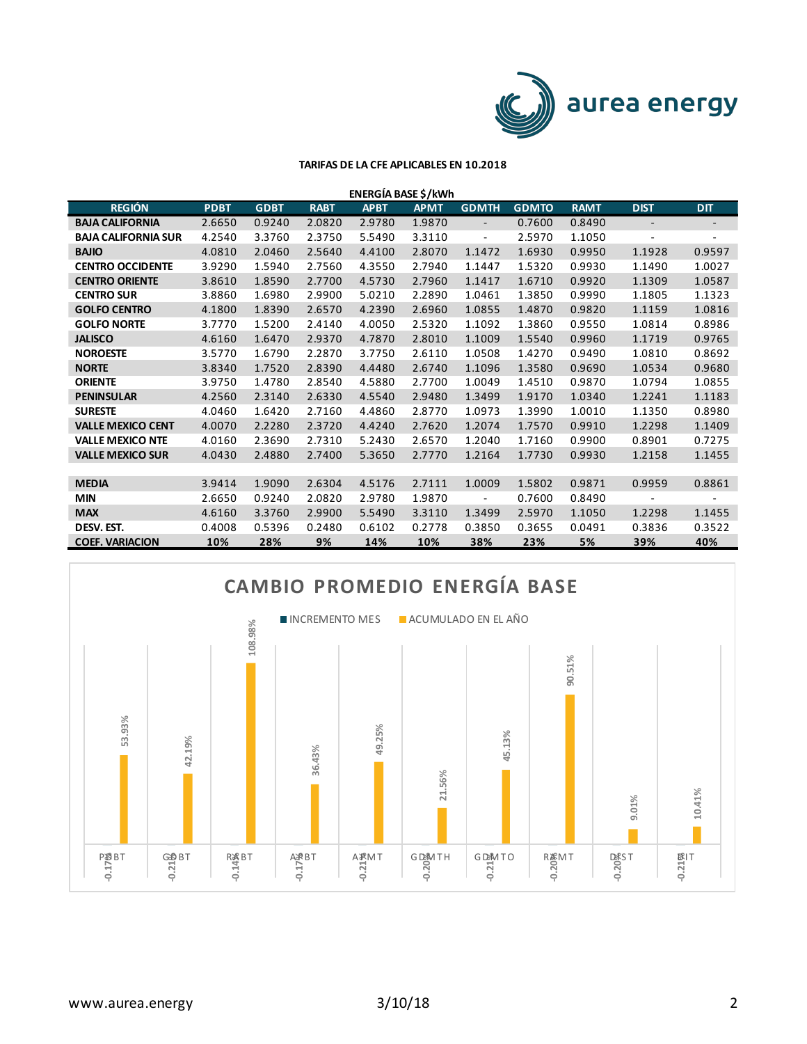**TARIFAS DE LA CFE APLICABLES EN 10.2018**

| ENERGÍA BASE $/kWh | | | | | | | | | | |
|---|---|---|---|---|---|---|---|---|---|---|
| REGIÓN | PDBT | GDBT | RABT | APBT | APMT | GDMTH | GDMTO | RAMT | DIST | DIT |
| BAJA CALIFORNIA | 2.6650 | 0.9240 | 2.0820 | 2.9780 | 1.9870 | - | 0.7600 | 0.8490 | - | - |
| BAJA CALIFORNIA SUR | 4.2540 | 3.3760 | 2.3750 | 5.5490 | 3.3110 | - | 2.5970 | 1.1050 | - | - |
| BAJIO | 4.0810 | 2.0460 | 2.5640 | 4.4100 | 2.8070 | 1.1472 | 1.6930 | 0.9950 | 1.1928 | 0.9597 |
| CENTRO OCCIDENTE | 3.9290 | 1.5940 | 2.7560 | 4.3550 | 2.7940 | 1.1447 | 1.5320 | 0.9930 | 1.1490 | 1.0027 |
| CENTRO ORIENTE | 3.8610 | 1.8590 | 2.7700 | 4.5730 | 2.7960 | 1.1417 | 1.6710 | 0.9920 | 1.1309 | 1.0587 |
| CENTRO SUR | 3.8860 | 1.6980 | 2.9900 | 5.0210 | 2.2890 | 1.0461 | 1.3850 | 0.9990 | 1.1805 | 1.1323 |
| GOLFO CENTRO | 4.1800 | 1.8390 | 2.6570 | 4.2390 | 2.6960 | 1.0855 | 1.4870 | 0.9820 | 1.1159 | 1.0816 |
| GOLFO NORTE | 3.7770 | 1.5200 | 2.4140 | 4.0050 | 2.5320 | 1.1092 | 1.3860 | 0.9550 | 1.0814 | 0.8986 |
| JALISCO | 4.6160 | 1.6470 | 2.9370 | 4.7870 | 2.8010 | 1.1009 | 1.5540 | 0.9960 | 1.1719 | 0.9765 |
| NOROESTE | 3.5770 | 1.6790 | 2.2870 | 3.7750 | 2.6110 | 1.0508 | 1.4270 | 0.9490 | 1.0810 | 0.8692 |
| NORTE | 3.8340 | 1.7520 | 2.8390 | 4.4480 | 2.6740 | 1.1096 | 1.3580 | 0.9690 | 1.0534 | 0.9680 |
| ORIENTE | 3.9750 | 1.4780 | 2.8540 | 4.5880 | 2.7700 | 1.0049 | 1.4510 | 0.9870 | 1.0794 | 1.0855 |
| PENINSULAR | 4.2560 | 2.3140 | 2.6330 | 4.5540 | 2.9480 | 1.3499 | 1.9170 | 1.0340 | 1.2241 | 1.1183 |
| SURESTE | 4.0460 | 1.6420 | 2.7160 | 4.4860 | 2.8770 | 1.0973 | 1.3990 | 1.0010 | 1.1350 | 0.8980 |
| VALLE MEXICO CENT | 4.0070 | 2.2280 | 2.3720 | 4.4240 | 2.7620 | 1.2074 | 1.7570 | 0.9910 | 1.2298 | 1.1409 |
| VALLE MEXICO NTE | 4.0160 | 2.3690 | 2.7310 | 5.2430 | 2.6570 | 1.2040 | 1.7160 | 0.9900 | 0.8901 | 0.7275 |
| VALLE MEXICO SUR | 4.0430 | 2.4880 | 2.7400 | 5.3650 | 2.7770 | 1.2164 | 1.7730 | 0.9930 | 1.2158 | 1.1455 |
| | | | | | | | | | | |
| MEDIA | 3.9414 | 1.9090 | 2.6304 | 4.5176 | 2.7111 | 1.0009 | 1.5802 | 0.9871 | 0.9959 | 0.8861 |
| MIN | 2.6650 | 0.9240 | 2.0820 | 2.9780 | 1.9870 | - | 0.7600 | 0.8490 | - | - |
| MAX | 4.6160 | 3.3760 | 2.9900 | 5.5490 | 3.3110 | 1.3499 | 2.5970 | 1.1050 | 1.2298 | 1.1455 |
| DESV. EST. | 0.4008 | 0.5396 | 0.2480 | 0.6102 | 0.2778 | 0.3850 | 0.3655 | 0.0491 | 0.3836 | 0.3522 |
| COEF. VARIACION | 10% | 28% | 9% | 14% | 10% | 38% | 23% | 5% | 39% | 40% |

## CAMBIO PROMEDIO ENERGÍA BASE

| | INCREMENTO MES | ACUMULADO EN EL AÑO |
|---|---|---|
| PDBT | -0.17% | 53.93% |
| GDBT | -0.21% | 42.19% |
| RABT | -0.14% | 108.98% |
| APBT | -0.17% | 36.43% |
| APMT | -0.21% | 49.25% |
| GDMTH | -0.20% | 21.56% |
| GDMTO | -0.21% | 45.13% |
| RAMT | -0.20% | 90.51% |
| DIST | -0.20% | 9.01% |
| DIT | -0.21% | 10.41% |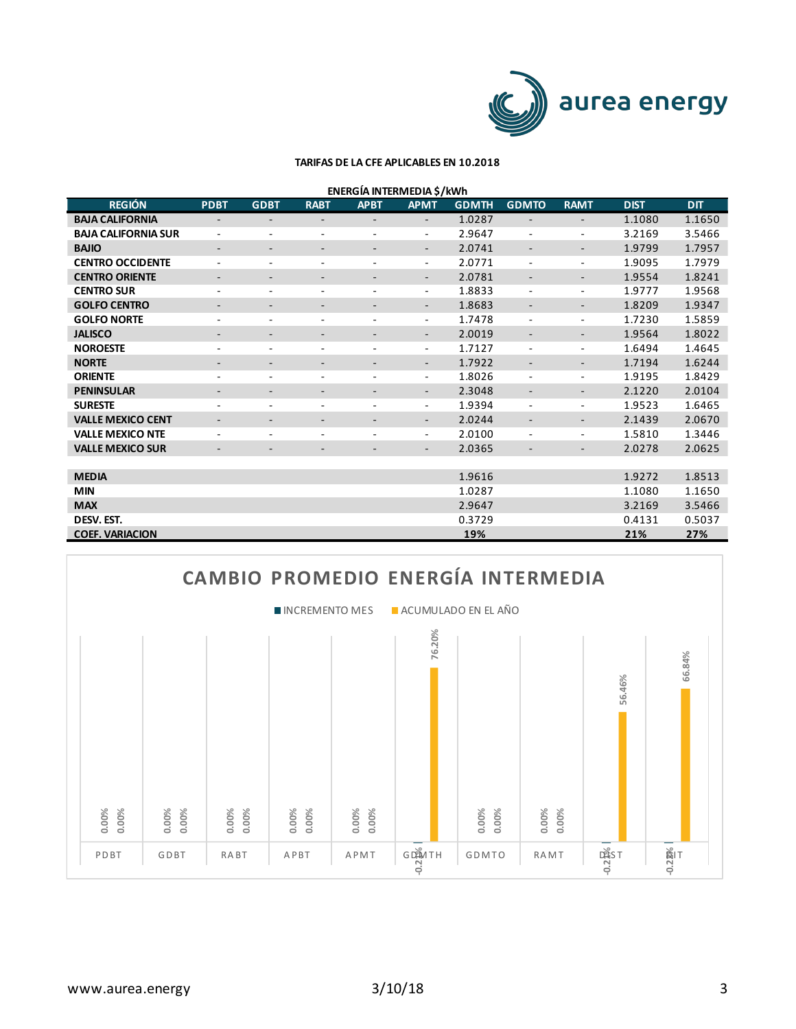**TARIFAS DE LA CFE APLICABLES EN 10.2018**

**ENERGÍA INTERMEDIA $/kWh**

| REGIÓN | PDBT | GDBT | RABT | APBT | APMT | GDMTH | GDMTO | RAMT | DIST | DIT |
|---|---|---|---|---|---|---|---|---|---|---|
| **BAJA CALIFORNIA** | - | - | - | - | - | 1.0287 | - | - | 1.1080 | 1.1650 |
| **BAJA CALIFORNIA SUR** | - | - | - | - | - | 2.9647 | - | - | 3.2169 | 3.5466 |
| **BAJIO** | - | - | - | - | - | 2.0741 | - | - | 1.9799 | 1.7957 |
| **CENTRO OCCIDENTE** | - | - | - | - | - | 2.0771 | - | - | 1.9095 | 1.7979 |
| **CENTRO ORIENTE** | - | - | - | - | - | 2.0781 | - | - | 1.9554 | 1.8241 |
| **CENTRO SUR** | - | - | - | - | - | 1.8833 | - | - | 1.9777 | 1.9568 |
| **GOLFO CENTRO** | - | - | - | - | - | 1.8683 | - | - | 1.8209 | 1.9347 |
| **GOLFO NORTE** | - | - | - | - | - | 1.7478 | - | - | 1.7230 | 1.5859 |
| **JALISCO** | - | - | - | - | - | 2.0019 | - | - | 1.9564 | 1.8022 |
| **NOROESTE** | - | - | - | - | - | 1.7127 | - | - | 1.6494 | 1.4645 |
| **NORTE** | - | - | - | - | - | 1.7922 | - | - | 1.7194 | 1.6244 |
| **ORIENTE** | - | - | - | - | - | 1.8026 | - | - | 1.9195 | 1.8429 |
| **PENINSULAR** | - | - | - | - | - | 2.3048 | - | - | 2.1220 | 2.0104 |
| **SURESTE** | - | - | - | - | - | 1.9394 | - | - | 1.9523 | 1.6465 |
| **VALLE MEXICO CENT** | - | - | - | - | - | 2.0244 | - | - | 2.1439 | 2.0670 |
| **VALLE MEXICO NTE** | - | - | - | - | - | 2.0100 | - | - | 1.5810 | 1.3446 |
| **VALLE MEXICO SUR** | - | - | - | - | - | 2.0365 | - | - | 2.0278 | 2.0625 |
| | | | | | | | | | | |
| **MEDIA** | | | | | | 1.9616 | | | 1.9272 | 1.8513 |
| **MIN** | | | | | | 1.0287 | | | 1.1080 | 1.1650 |
| **MAX** | | | | | | 2.9647 | | | 3.2169 | 3.5466 |
| **DESV. EST.** | | | | | | 0.3729 | | | 0.4131 | 0.5037 |
| **COEF. VARIACION** | | | | | | **19%** | | | **21%** | **27%** |

**CAMBIO PROMEDIO ENERGÍA INTERMEDIA**

| | PDBT | GDBT | RABT | APBT | APMT | GDMTH | GDMTO | RAMT | DIST | DIT |
|---|---|---|---|---|---|---|---|---|---|---|
| INCREMENTO MES | 0.00% | 0.00% | 0.00% | 0.00% | 0.00% | -0.21% | 0.00% | 0.00% | -0.21% | -0.21% |
| ACUMULADO EN EL AÑO | 0.00% | 0.00% | 0.00% | 0.00% | 0.00% | 76.20% | 0.00% | 0.00% | 56.46% | 66.84% |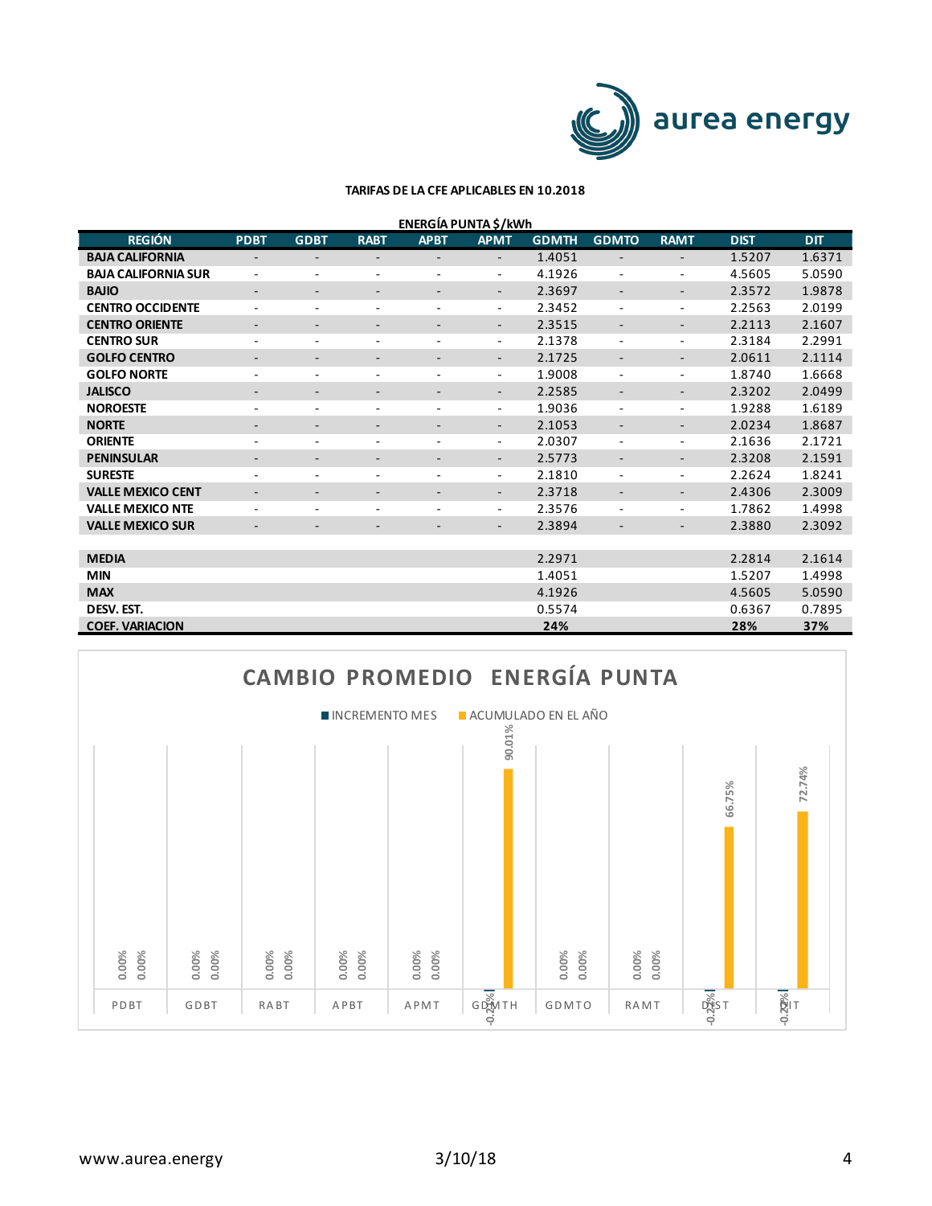**TARIFAS DE LA CFE APLICABLES EN 10.2018**

**ENERGÍA PUNTA $/kWh**

| REGIÓN | PDBT | GDBT | RABT | APBT | APMT | GDMTH | GDMTO | RAMT | DIST | DIT |
|---|---|---|---|---|---|---|---|---|---|---|
| **BAJA CALIFORNIA** | - | - | - | - | - | 1.4051 | - | - | 1.5207 | 1.6371 |
| **BAJA CALIFORNIA SUR** | - | - | - | - | - | 4.1926 | - | - | 4.5605 | 5.0590 |
| **BAJIO** | - | - | - | - | - | 2.3697 | - | - | 2.3572 | 1.9878 |
| **CENTRO OCCIDENTE** | - | - | - | - | - | 2.3452 | - | - | 2.2563 | 2.0199 |
| **CENTRO ORIENTE** | - | - | - | - | - | 2.3515 | - | - | 2.2113 | 2.1607 |
| **CENTRO SUR** | - | - | - | - | - | 2.1378 | - | - | 2.3184 | 2.2991 |
| **GOLFO CENTRO** | - | - | - | - | - | 2.1725 | - | - | 2.0611 | 2.1114 |
| **GOLFO NORTE** | - | - | - | - | - | 1.9008 | - | - | 1.8740 | 1.6668 |
| **JALISCO** | - | - | - | - | - | 2.2585 | - | - | 2.3202 | 2.0499 |
| **NOROESTE** | - | - | - | - | - | 1.9036 | - | - | 1.9288 | 1.6189 |
| **NORTE** | - | - | - | - | - | 2.1053 | - | - | 2.0234 | 1.8687 |
| **ORIENTE** | - | - | - | - | - | 2.0307 | - | - | 2.1636 | 2.1721 |
| **PENINSULAR** | - | - | - | - | - | 2.5773 | - | - | 2.3208 | 2.1591 |
| **SURESTE** | - | - | - | - | - | 2.1810 | - | - | 2.2624 | 1.8241 |
| **VALLE MEXICO CENT** | - | - | - | - | - | 2.3718 | - | - | 2.4306 | 2.3009 |
| **VALLE MEXICO NTE** | - | - | - | - | - | 2.3576 | - | - | 1.7862 | 1.4998 |
| **VALLE MEXICO SUR** | - | - | - | - | - | 2.3894 | - | - | 2.3880 | 2.3092 |
| | | | | | | | | | | |
| **MEDIA** | | | | | | 2.2971 | | | 2.2814 | 2.1614 |
| **MIN** | | | | | | 1.4051 | | | 1.5207 | 1.4998 |
| **MAX** | | | | | | 4.1926 | | | 4.5605 | 5.0590 |
| **DESV. EST.** | | | | | | 0.5574 | | | 0.6367 | 0.7895 |
| **COEF. VARIACION** | | | | | | **24%** | | | **28%** | **37%** |

**CAMBIO PROMEDIO ENERGÍA PUNTA**

| | INCREMENTO MES | ACUMULADO EN EL AÑO |
|---|---|---|
| PDBT | 0.00% | 0.00% |
| GDBT | 0.00% | 0.00% |
| RABT | 0.00% | 0.00% |
| APBT | 0.00% | 0.00% |
| APMT | 0.00% | 0.00% |
| GDMTH | -0.22% | 90.01% |
| GDMTO | 0.00% | 0.00% |
| RAMT | 0.00% | 0.00% |
| DIST | -0.22% | 66.75% |
| DIT | -0.22% | 72.74% |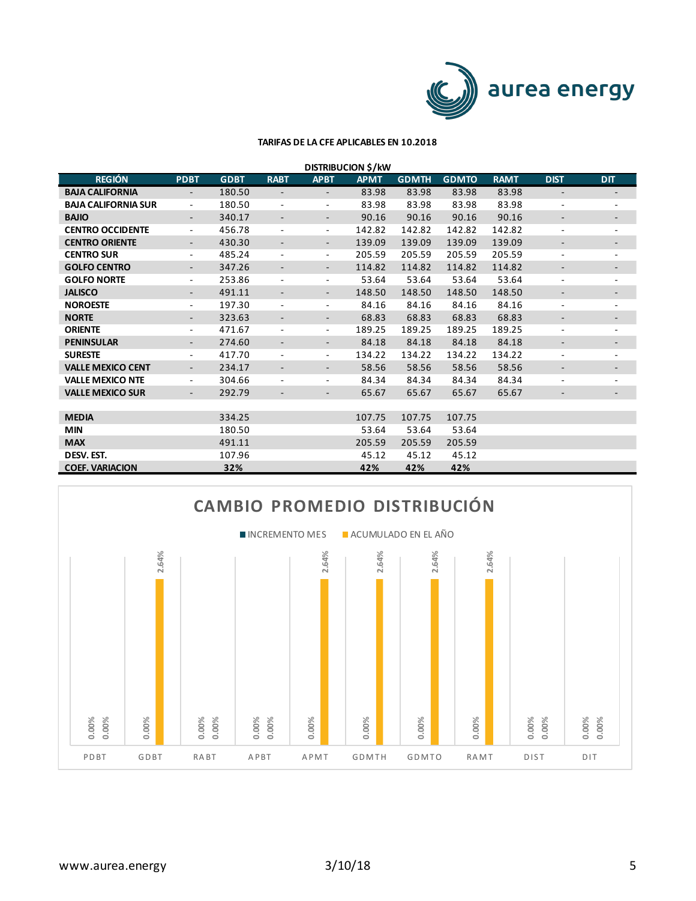**TARIFAS DE LA CFE APLICABLES EN 10.2018**

**DISTRIBUCION $/kW**

| REGIÓN | PDBT | GDBT | RABT | APBT | APMT | GDMTH | GDMTO | RAMT | DIST | DIT |
|---|---|---|---|---|---|---|---|---|---|---|
| **BAJA CALIFORNIA** | - | 180.50 | - | - | 83.98 | 83.98 | 83.98 | 83.98 | - | - |
| **BAJA CALIFORNIA SUR** | - | 180.50 | - | - | 83.98 | 83.98 | 83.98 | 83.98 | - | - |
| **BAJIO** | - | 340.17 | - | - | 90.16 | 90.16 | 90.16 | 90.16 | - | - |
| **CENTRO OCCIDENTE** | - | 456.78 | - | - | 142.82 | 142.82 | 142.82 | 142.82 | - | - |
| **CENTRO ORIENTE** | - | 430.30 | - | - | 139.09 | 139.09 | 139.09 | 139.09 | - | - |
| **CENTRO SUR** | - | 485.24 | - | - | 205.59 | 205.59 | 205.59 | 205.59 | - | - |
| **GOLFO CENTRO** | - | 347.26 | - | - | 114.82 | 114.82 | 114.82 | 114.82 | - | - |
| **GOLFO NORTE** | - | 253.86 | - | - | 53.64 | 53.64 | 53.64 | 53.64 | - | - |
| **JALISCO** | - | 491.11 | - | - | 148.50 | 148.50 | 148.50 | 148.50 | - | - |
| **NOROESTE** | - | 197.30 | - | - | 84.16 | 84.16 | 84.16 | 84.16 | - | - |
| **NORTE** | - | 323.63 | - | - | 68.83 | 68.83 | 68.83 | 68.83 | - | - |
| **ORIENTE** | - | 471.67 | - | - | 189.25 | 189.25 | 189.25 | 189.25 | - | - |
| **PENINSULAR** | - | 274.60 | - | - | 84.18 | 84.18 | 84.18 | 84.18 | - | - |
| **SURESTE** | - | 417.70 | - | - | 134.22 | 134.22 | 134.22 | 134.22 | - | - |
| **VALLE MEXICO CENT** | - | 234.17 | - | - | 58.56 | 58.56 | 58.56 | 58.56 | - | - |
| **VALLE MEXICO NTE** | - | 304.66 | - | - | 84.34 | 84.34 | 84.34 | 84.34 | - | - |
| **VALLE MEXICO SUR** | - | 292.79 | - | - | 65.67 | 65.67 | 65.67 | 65.67 | - | - |
| | | | | | | | | | | |
| **MEDIA** | | 334.25 | | | 107.75 | 107.75 | 107.75 | | | |
| **MIN** | | 180.50 | | | 53.64 | 53.64 | 53.64 | | | |
| **MAX** | | 491.11 | | | 205.59 | 205.59 | 205.59 | | | |
| **DESV. EST.** | | 107.96 | | | 45.12 | 45.12 | 45.12 | | | |
| **COEF. VARIACION** | | **32%** | | | **42%** | **42%** | **42%** | | | |

**CAMBIO PROMEDIO DISTRIBUCIÓN**

| | INCREMENTO MES | ACUMULADO EN EL AÑO |
|---|---|---|
| PDBT | 0.00% | 0.00% |
| GDBT | 0.00% | 2.64% |
| RABT | 0.00% | 0.00% |
| APBT | 0.00% | 0.00% |
| APMT | 0.00% | 2.64% |
| GDMTH | 0.00% | 2.64% |
| GDMTO | 0.00% | 2.64% |
| RAMT | 0.00% | 2.64% |
| DIST | 0.00% | 0.00% |
| DIT | 0.00% | 0.00% |

www.aurea.energy 3/10/18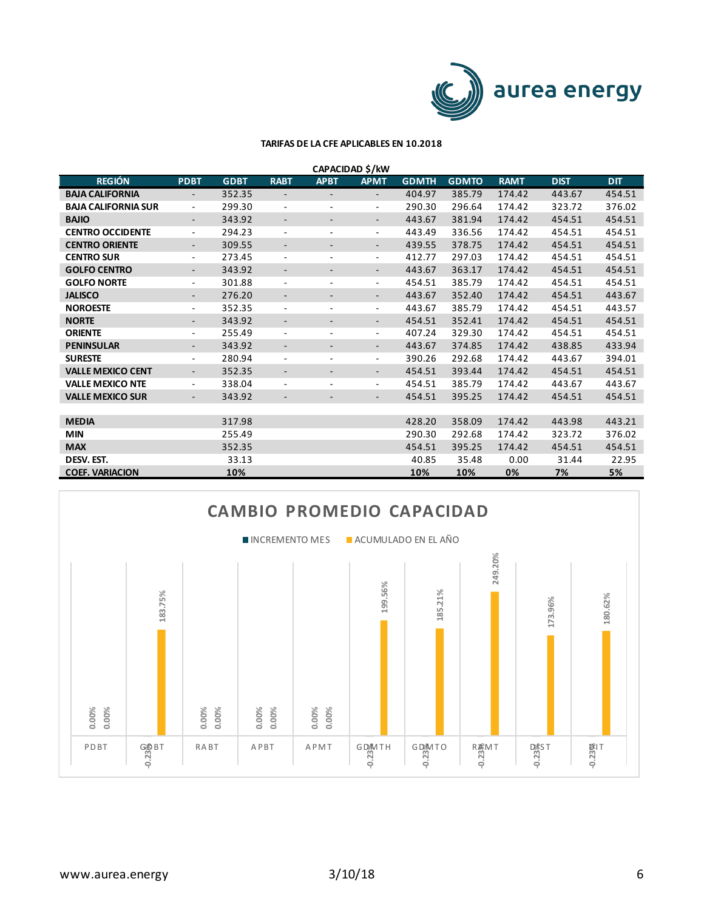**TARIFAS DE LA CFE APLICABLES EN 10.2018**

**CAPACIDAD $/kW**

| REGIÓN | PDBT | GDBT | RABT | APBT | APMT | GDMTH | GDMTO | RAMT | DIST | DIT |
|---|---|---|---|---|---|---|---|---|---|---|
| **BAJA CALIFORNIA** | - | 352.35 | - | - | - | 404.97 | 385.79 | 174.42 | 443.67 | 454.51 |
| **BAJA CALIFORNIA SUR** | - | 299.30 | - | - | - | 290.30 | 296.64 | 174.42 | 323.72 | 376.02 |
| **BAJIO** | - | 343.92 | - | - | - | 443.67 | 381.94 | 174.42 | 454.51 | 454.51 |
| **CENTRO OCCIDENTE** | - | 294.23 | - | - | - | 443.49 | 336.56 | 174.42 | 454.51 | 454.51 |
| **CENTRO ORIENTE** | - | 309.55 | - | - | - | 439.55 | 378.75 | 174.42 | 454.51 | 454.51 |
| **CENTRO SUR** | - | 273.45 | - | - | - | 412.77 | 297.03 | 174.42 | 454.51 | 454.51 |
| **GOLFO CENTRO** | - | 343.92 | - | - | - | 443.67 | 363.17 | 174.42 | 454.51 | 454.51 |
| **GOLFO NORTE** | - | 301.88 | - | - | - | 454.51 | 385.79 | 174.42 | 454.51 | 454.51 |
| **JALISCO** | - | 276.20 | - | - | - | 443.67 | 352.40 | 174.42 | 454.51 | 443.67 |
| **NOROESTE** | - | 352.35 | - | - | - | 443.67 | 385.79 | 174.42 | 454.51 | 443.57 |
| **NORTE** | - | 343.92 | - | - | - | 454.51 | 352.41 | 174.42 | 454.51 | 454.51 |
| **ORIENTE** | - | 255.49 | - | - | - | 407.24 | 329.30 | 174.42 | 454.51 | 454.51 |
| **PENINSULAR** | - | 343.92 | - | - | - | 443.67 | 374.85 | 174.42 | 438.85 | 433.94 |
| **SURESTE** | - | 280.94 | - | - | - | 390.26 | 292.68 | 174.42 | 443.67 | 394.01 |
| **VALLE MEXICO CENT** | - | 352.35 | - | - | - | 454.51 | 393.44 | 174.42 | 454.51 | 454.51 |
| **VALLE MEXICO NTE** | - | 338.04 | - | - | - | 454.51 | 385.79 | 174.42 | 443.67 | 443.67 |
| **VALLE MEXICO SUR** | - | 343.92 | - | - | - | 454.51 | 395.25 | 174.42 | 454.51 | 454.51 |
| | | | | | | | | | | |
| **MEDIA** | | 317.98 | | | | 428.20 | 358.09 | 174.42 | 443.98 | 443.21 |
| **MIN** | | 255.49 | | | | 290.30 | 292.68 | 174.42 | 323.72 | 376.02 |
| **MAX** | | 352.35 | | | | 454.51 | 395.25 | 174.42 | 454.51 | 454.51 |
| **DESV. EST.** | | 33.13 | | | | 40.85 | 35.48 | 0.00 | 31.44 | 22.95 |
| **COEF. VARIACION** | | **10%** | | | | **10%** | **10%** | **0%** | **7%** | **5%** |

CAMBIO PROMEDIO CAPACIDAD

INCREMENTO MES, ACUMULADO EN EL AÑO

PDBT: 0.00%, 0.00%
GDBT: -0.23%, 183.75%
RABT: 0.00%, 0.00%
APBT: 0.00%, 0.00%
APMT: 0.00%, 0.00%
GDMTH: -0.23%, 199.56%
GDMTO: -0.23%, 185.21%
RAMT: -0.23%, 249.20%
DIST: -0.23%, 173.96%
DIT: -0.23%, 180.62%

www.aurea.energy

3/10/18